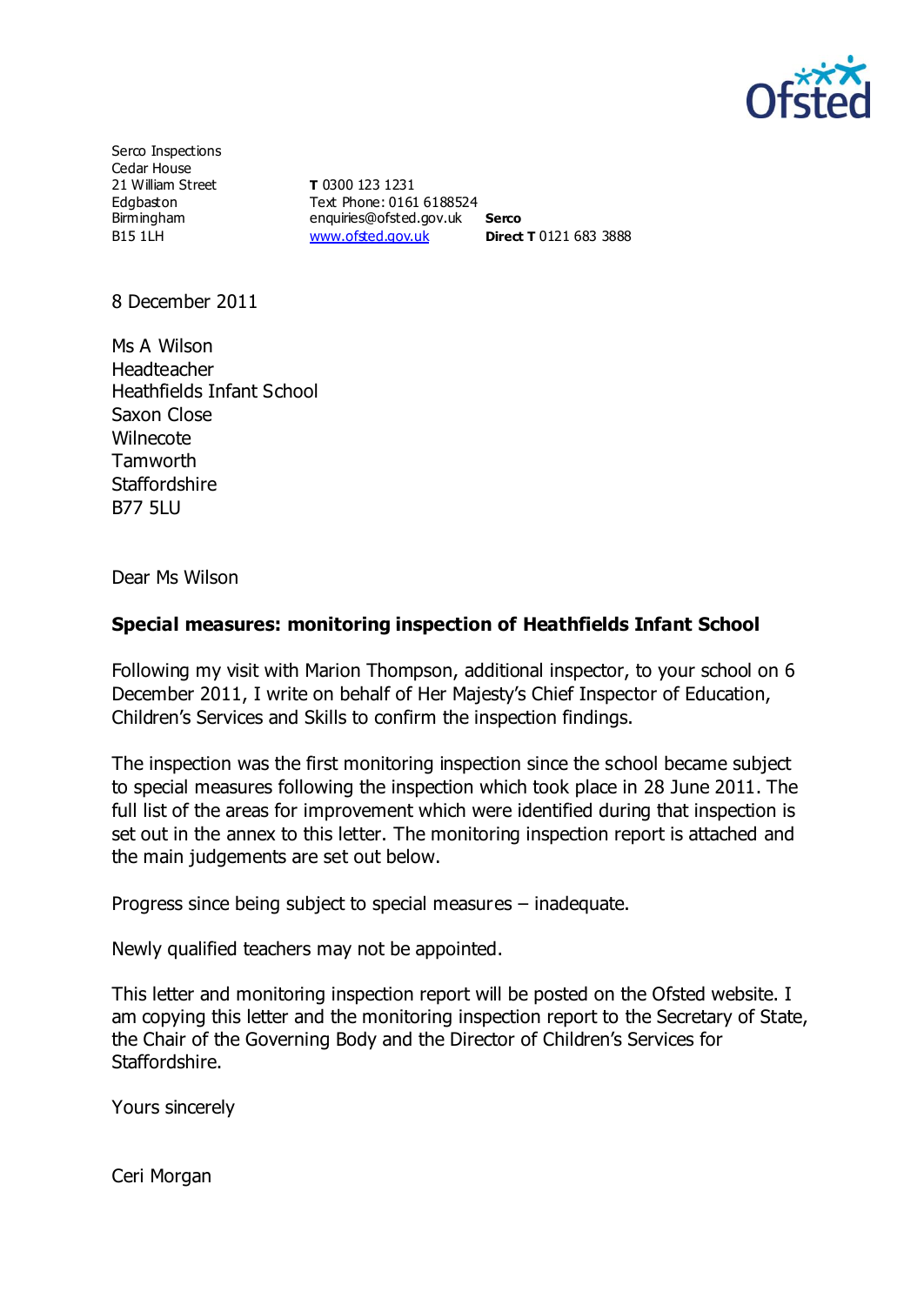Serco Inspections
Cedar House
21 William Street
Edgbaston
Birmingham
B15 1LH

**T** 0300 123 1231
Text Phone: 0161 6188524
enquiries@ofsted.gov.uk
www.ofsted.gov.uk

**Serco**
**Direct T** 0121 683 3888

8 December 2011

Ms A Wilson
Headteacher
Heathfields Infant School
Saxon Close
Wilnecote
Tamworth
Staffordshire
B77 5LU

Dear Ms Wilson

**Special measures: monitoring inspection of Heathfields Infant School**

Following my visit with Marion Thompson, additional inspector, to your school on 6 December 2011, I write on behalf of Her Majesty's Chief Inspector of Education, Children's Services and Skills to confirm the inspection findings.

The inspection was the first monitoring inspection since the school became subject to special measures following the inspection which took place in 28 June 2011. The full list of the areas for improvement which were identified during that inspection is set out in the annex to this letter. The monitoring inspection report is attached and the main judgements are set out below.

Progress since being subject to special measures – inadequate.

Newly qualified teachers may not be appointed.

This letter and monitoring inspection report will be posted on the Ofsted website. I am copying this letter and the monitoring inspection report to the Secretary of State, the Chair of the Governing Body and the Director of Children's Services for Staffordshire.

Yours sincerely

Ceri Morgan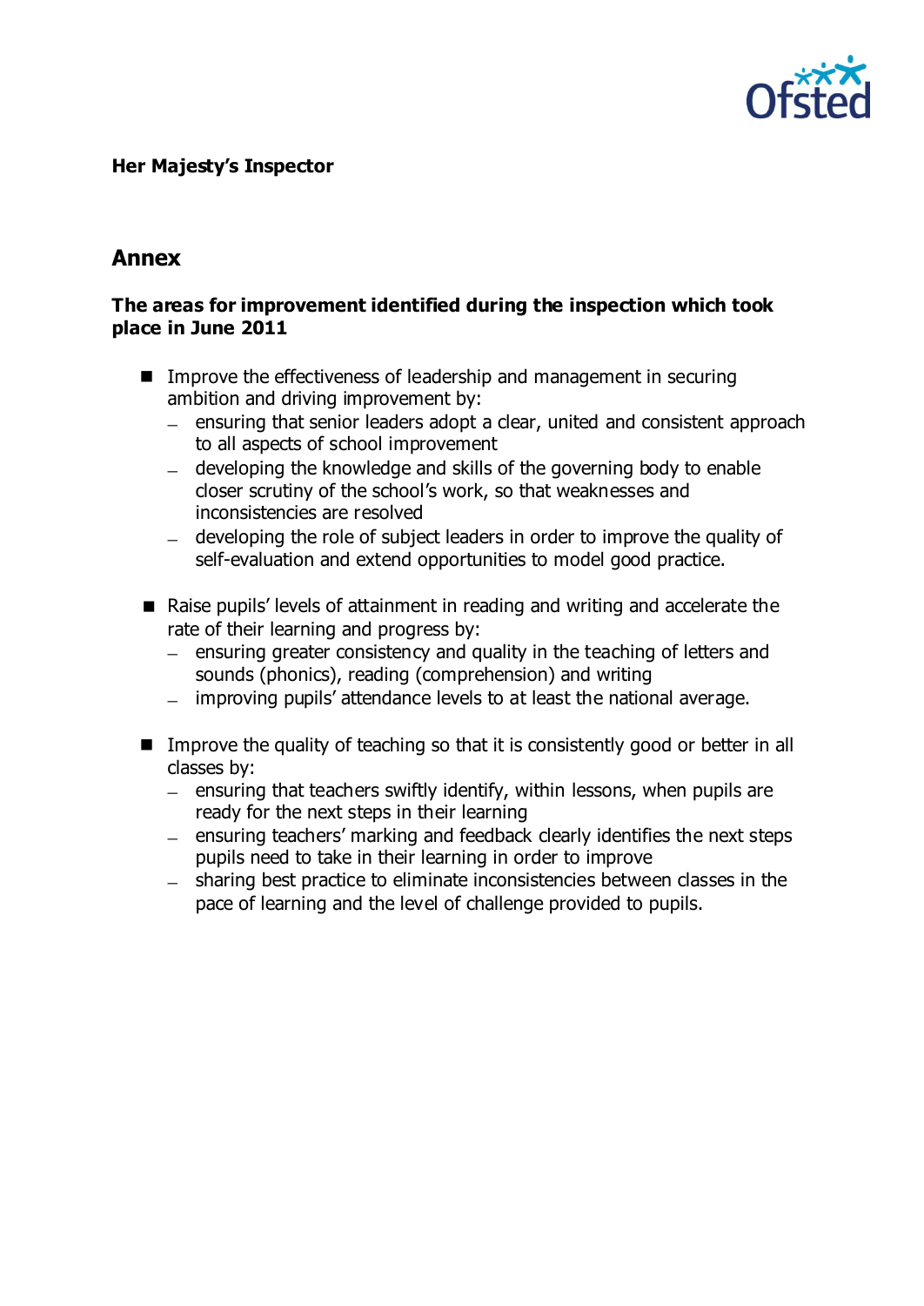**Her Majesty's Inspector**

## Annex

### The areas for improvement identified during the inspection which took place in June 2011

- Improve the effectiveness of leadership and management in securing ambition and driving improvement by:
  - ensuring that senior leaders adopt a clear, united and consistent approach to all aspects of school improvement
  - developing the knowledge and skills of the governing body to enable closer scrutiny of the school's work, so that weaknesses and inconsistencies are resolved
  - developing the role of subject leaders in order to improve the quality of self-evaluation and extend opportunities to model good practice.

- Raise pupils' levels of attainment in reading and writing and accelerate the rate of their learning and progress by:
  - ensuring greater consistency and quality in the teaching of letters and sounds (phonics), reading (comprehension) and writing
  - improving pupils' attendance levels to at least the national average.

- Improve the quality of teaching so that it is consistently good or better in all classes by:
  - ensuring that teachers swiftly identify, within lessons, when pupils are ready for the next steps in their learning
  - ensuring teachers' marking and feedback clearly identifies the next steps pupils need to take in their learning in order to improve
  - sharing best practice to eliminate inconsistencies between classes in the pace of learning and the level of challenge provided to pupils.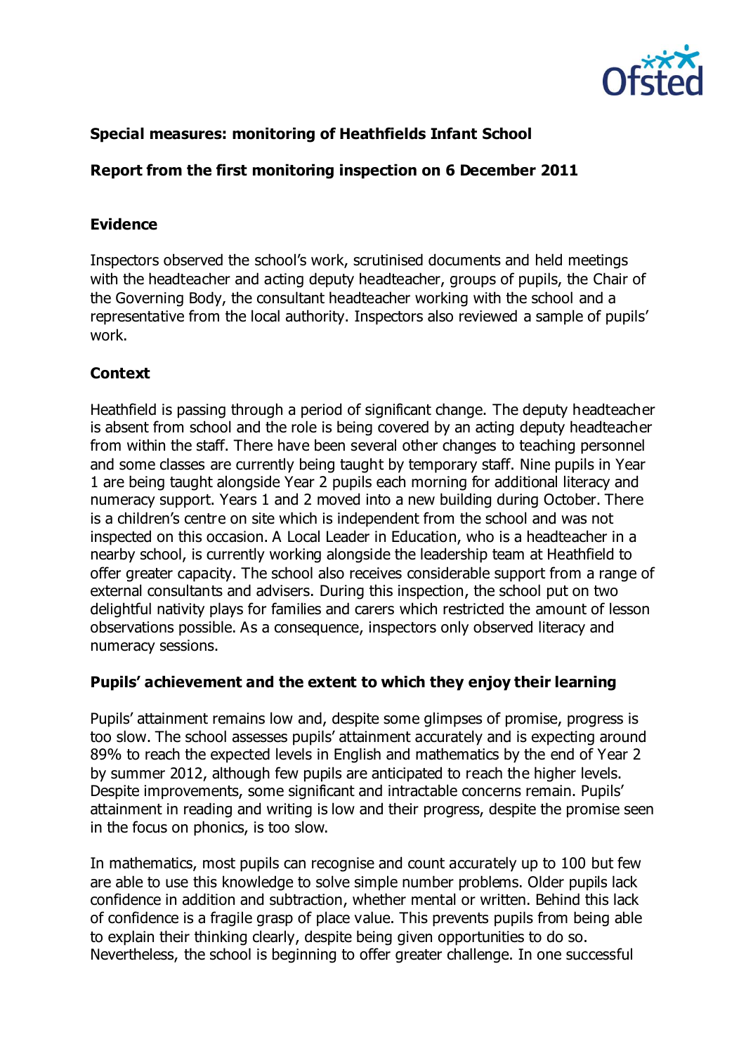**Special measures: monitoring of Heathfields Infant School**

**Report from the first monitoring inspection on 6 December 2011**

**Evidence**

Inspectors observed the school's work, scrutinised documents and held meetings with the headteacher and acting deputy headteacher, groups of pupils, the Chair of the Governing Body, the consultant headteacher working with the school and a representative from the local authority. Inspectors also reviewed a sample of pupils' work.

**Context**

Heathfield is passing through a period of significant change. The deputy headteacher is absent from school and the role is being covered by an acting deputy headteacher from within the staff. There have been several other changes to teaching personnel and some classes are currently being taught by temporary staff. Nine pupils in Year 1 are being taught alongside Year 2 pupils each morning for additional literacy and numeracy support. Years 1 and 2 moved into a new building during October. There is a children's centre on site which is independent from the school and was not inspected on this occasion. A Local Leader in Education, who is a headteacher in a nearby school, is currently working alongside the leadership team at Heathfield to offer greater capacity. The school also receives considerable support from a range of external consultants and advisers. During this inspection, the school put on two delightful nativity plays for families and carers which restricted the amount of lesson observations possible. As a consequence, inspectors only observed literacy and numeracy sessions.

**Pupils' achievement and the extent to which they enjoy their learning**

Pupils' attainment remains low and, despite some glimpses of promise, progress is too slow. The school assesses pupils' attainment accurately and is expecting around 89% to reach the expected levels in English and mathematics by the end of Year 2 by summer 2012, although few pupils are anticipated to reach the higher levels. Despite improvements, some significant and intractable concerns remain. Pupils' attainment in reading and writing is low and their progress, despite the promise seen in the focus on phonics, is too slow.

In mathematics, most pupils can recognise and count accurately up to 100 but few are able to use this knowledge to solve simple number problems. Older pupils lack confidence in addition and subtraction, whether mental or written. Behind this lack of confidence is a fragile grasp of place value. This prevents pupils from being able to explain their thinking clearly, despite being given opportunities to do so. Nevertheless, the school is beginning to offer greater challenge. In one successful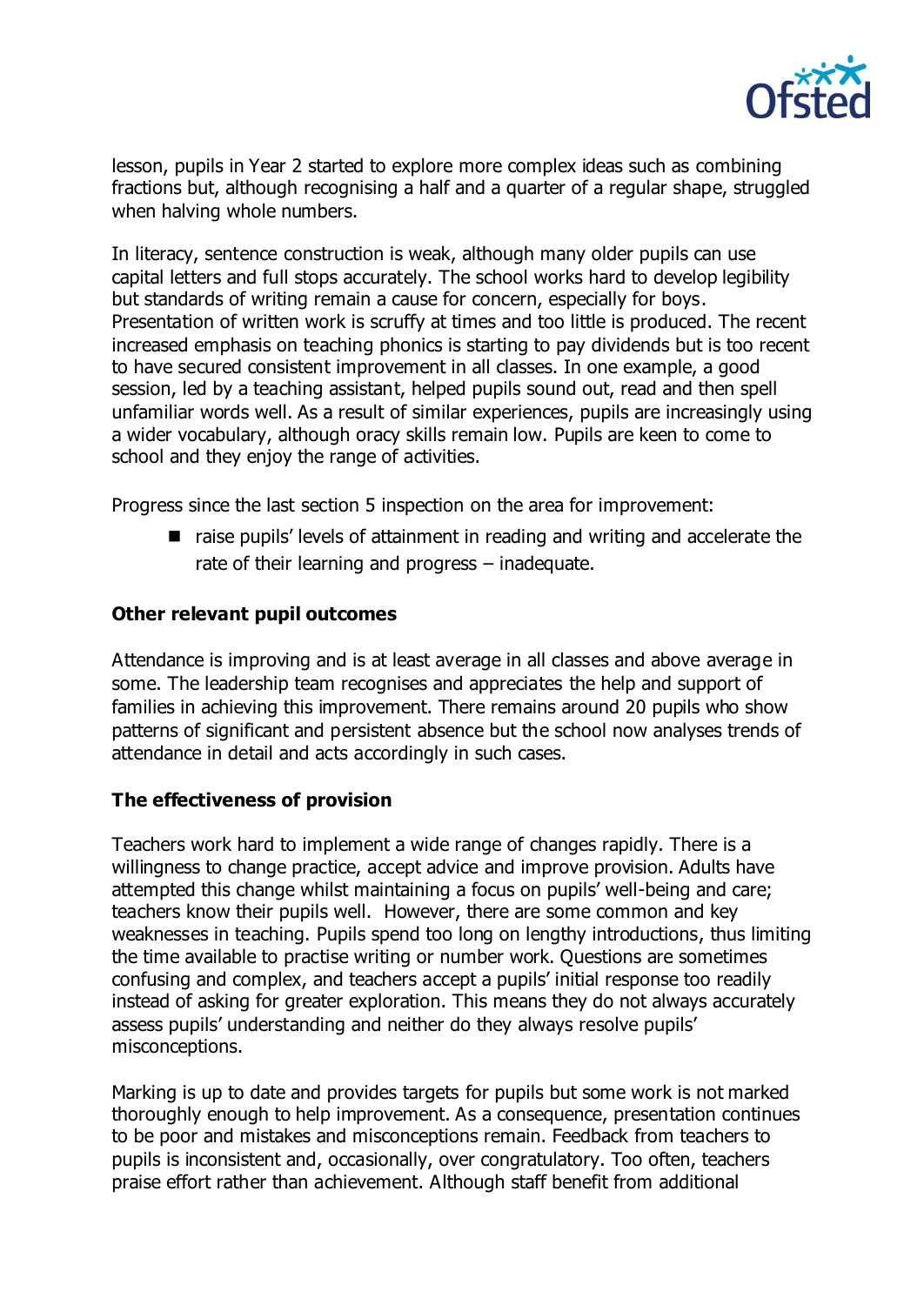lesson, pupils in Year 2 started to explore more complex ideas such as combining fractions but, although recognising a half and a quarter of a regular shape, struggled when halving whole numbers.

In literacy, sentence construction is weak, although many older pupils can use capital letters and full stops accurately. The school works hard to develop legibility but standards of writing remain a cause for concern, especially for boys. Presentation of written work is scruffy at times and too little is produced. The recent increased emphasis on teaching phonics is starting to pay dividends but is too recent to have secured consistent improvement in all classes. In one example, a good session, led by a teaching assistant, helped pupils sound out, read and then spell unfamiliar words well. As a result of similar experiences, pupils are increasingly using a wider vocabulary, although oracy skills remain low. Pupils are keen to come to school and they enjoy the range of activities.

Progress since the last section 5 inspection on the area for improvement:

- raise pupils' levels of attainment in reading and writing and accelerate the rate of their learning and progress – inadequate.

**Other relevant pupil outcomes**

Attendance is improving and is at least average in all classes and above average in some. The leadership team recognises and appreciates the help and support of families in achieving this improvement. There remains around 20 pupils who show patterns of significant and persistent absence but the school now analyses trends of attendance in detail and acts accordingly in such cases.

**The effectiveness of provision**

Teachers work hard to implement a wide range of changes rapidly. There is a willingness to change practice, accept advice and improve provision. Adults have attempted this change whilst maintaining a focus on pupils' well-being and care; teachers know their pupils well. However, there are some common and key weaknesses in teaching. Pupils spend too long on lengthy introductions, thus limiting the time available to practise writing or number work. Questions are sometimes confusing and complex, and teachers accept a pupils' initial response too readily instead of asking for greater exploration. This means they do not always accurately assess pupils' understanding and neither do they always resolve pupils' misconceptions.

Marking is up to date and provides targets for pupils but some work is not marked thoroughly enough to help improvement. As a consequence, presentation continues to be poor and mistakes and misconceptions remain. Feedback from teachers to pupils is inconsistent and, occasionally, over congratulatory. Too often, teachers praise effort rather than achievement. Although staff benefit from additional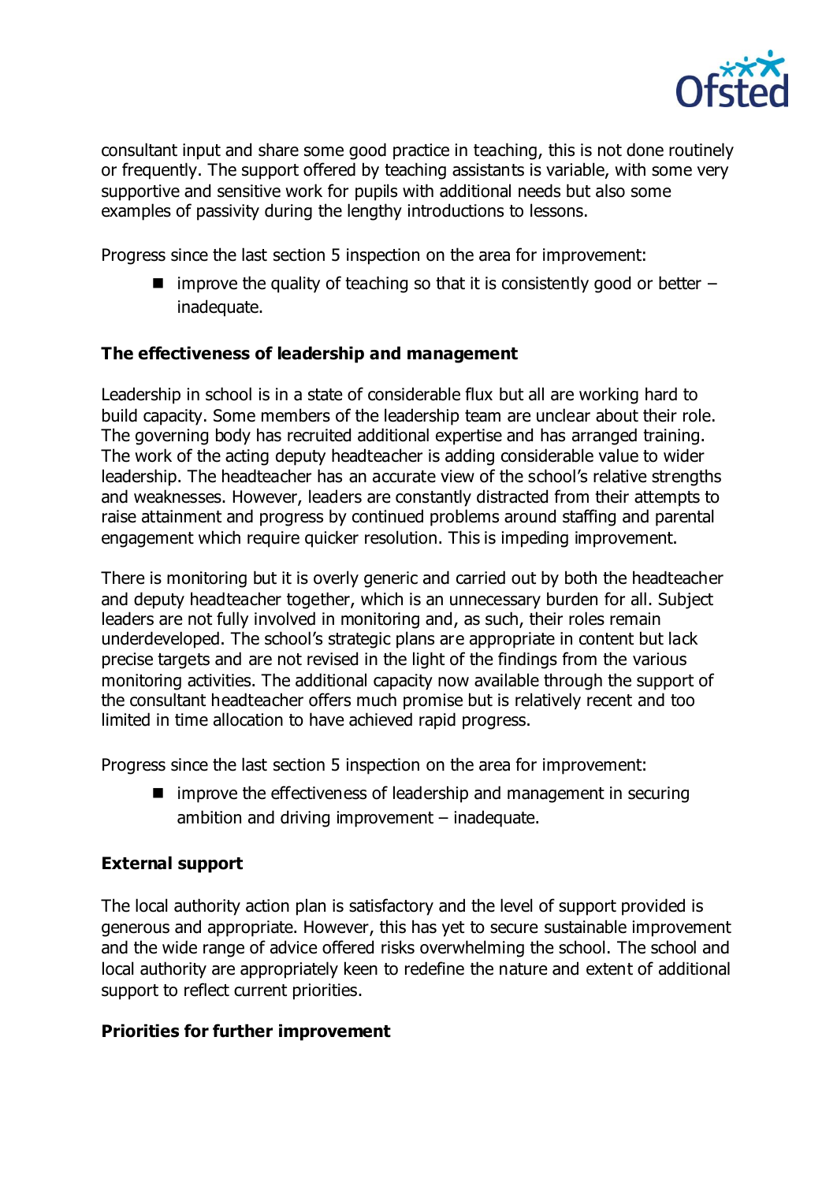consultant input and share some good practice in teaching, this is not done routinely or frequently. The support offered by teaching assistants is variable, with some very supportive and sensitive work for pupils with additional needs but also some examples of passivity during the lengthy introductions to lessons.

Progress since the last section 5 inspection on the area for improvement:

- improve the quality of teaching so that it is consistently good or better – inadequate.

**The effectiveness of leadership and management**

Leadership in school is in a state of considerable flux but all are working hard to build capacity. Some members of the leadership team are unclear about their role. The governing body has recruited additional expertise and has arranged training. The work of the acting deputy headteacher is adding considerable value to wider leadership. The headteacher has an accurate view of the school's relative strengths and weaknesses. However, leaders are constantly distracted from their attempts to raise attainment and progress by continued problems around staffing and parental engagement which require quicker resolution. This is impeding improvement.

There is monitoring but it is overly generic and carried out by both the headteacher and deputy headteacher together, which is an unnecessary burden for all. Subject leaders are not fully involved in monitoring and, as such, their roles remain underdeveloped. The school's strategic plans are appropriate in content but lack precise targets and are not revised in the light of the findings from the various monitoring activities. The additional capacity now available through the support of the consultant headteacher offers much promise but is relatively recent and too limited in time allocation to have achieved rapid progress.

Progress since the last section 5 inspection on the area for improvement:

- improve the effectiveness of leadership and management in securing ambition and driving improvement – inadequate.

**External support**

The local authority action plan is satisfactory and the level of support provided is generous and appropriate. However, this has yet to secure sustainable improvement and the wide range of advice offered risks overwhelming the school. The school and local authority are appropriately keen to redefine the nature and extent of additional support to reflect current priorities.

**Priorities for further improvement**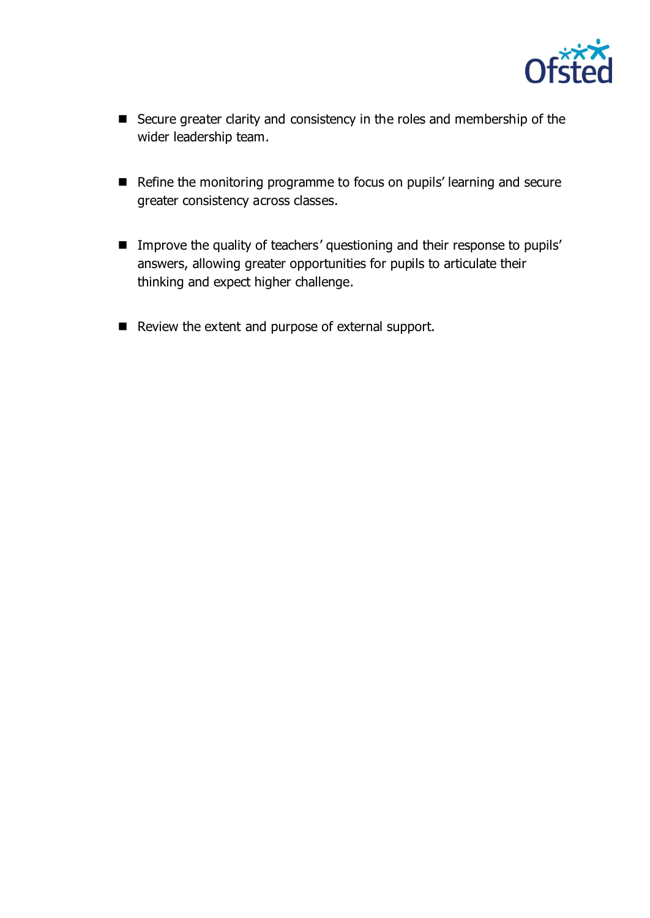- Secure greater clarity and consistency in the roles and membership of the wider leadership team.

- Refine the monitoring programme to focus on pupils' learning and secure greater consistency across classes.

- Improve the quality of teachers' questioning and their response to pupils' answers, allowing greater opportunities for pupils to articulate their thinking and expect higher challenge.

- Review the extent and purpose of external support.